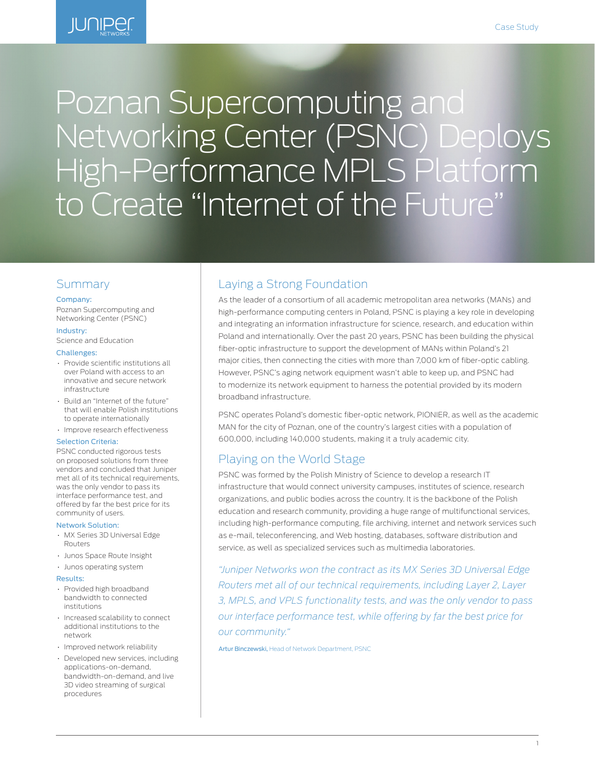# Poznan Supercomputing and Networking Center (PSNC) Deploys High-Performance MPLS Platform to Create "Internet of the Future"

## Summary

**Company:**

Poznan Supercomputing and Networking Center (PSNC)

**Industry:**

Science and Education

**Challenges:**

- Provide scientific institutions all over Poland with access to an innovative and secure network infrastructure
- Build an "Internet of the future" that will enable Polish institutions to operate internationally
- Improve research effectiveness

**Selection Criteria:**

PSNC conducted rigorous tests on proposed solutions from three vendors and concluded that Juniper met all of its technical requirements, was the only vendor to pass its interface performance test, and offered by far the best price for its community of users.

**Network Solution:**

- MX Series 3D Universal Edge Routers
- Junos Space Route Insight
- Junos operating system

**Results:**

- Provided high broadband bandwidth to connected institutions
- Increased scalability to connect additional institutions to the network
- Improved network reliability
- Developed new services, including applications-on-demand, bandwidth-on-demand, and live 3D video streaming of surgical procedures

## Laying a Strong Foundation

As the leader of a consortium of all academic metropolitan area networks (MANs) and high-performance computing centers in Poland, PSNC is playing a key role in developing and integrating an information infrastructure for science, research, and education within Poland and internationally. Over the past 20 years, PSNC has been building the physical fiber-optic infrastructure to support the development of MANs within Poland's 21 major cities, then connecting the cities with more than 7,000 km of fiber-optic cabling. However, PSNC's aging network equipment wasn't able to keep up, and PSNC had to modernize its network equipment to harness the potential provided by its modern broadband infrastructure.

PSNC operates Poland's domestic fiber-optic network, PIONIER, as well as the academic MAN for the city of Poznan, one of the country's largest cities with a population of 600,000, including 140,000 students, making it a truly academic city.

## Playing on the World Stage

PSNC was formed by the Polish Ministry of Science to develop a research IT infrastructure that would connect university campuses, institutes of science, research organizations, and public bodies across the country. It is the backbone of the Polish education and research community, providing a huge range of multifunctional services, including high-performance computing, file archiving, internet and network services such as e-mail, teleconferencing, and Web hosting, databases, software distribution and service, as well as specialized services such as multimedia laboratories.

*"Juniper Networks won the contract as its MX Series 3D Universal Edge Routers met all of our technical requirements, including Layer 2, Layer 3, MPLS, and VPLS functionality tests, and was the only vendor to pass our interface performance test, while offering by far the best price for our community."*

**Artur Binczewski,** Head of Network Department, PSNC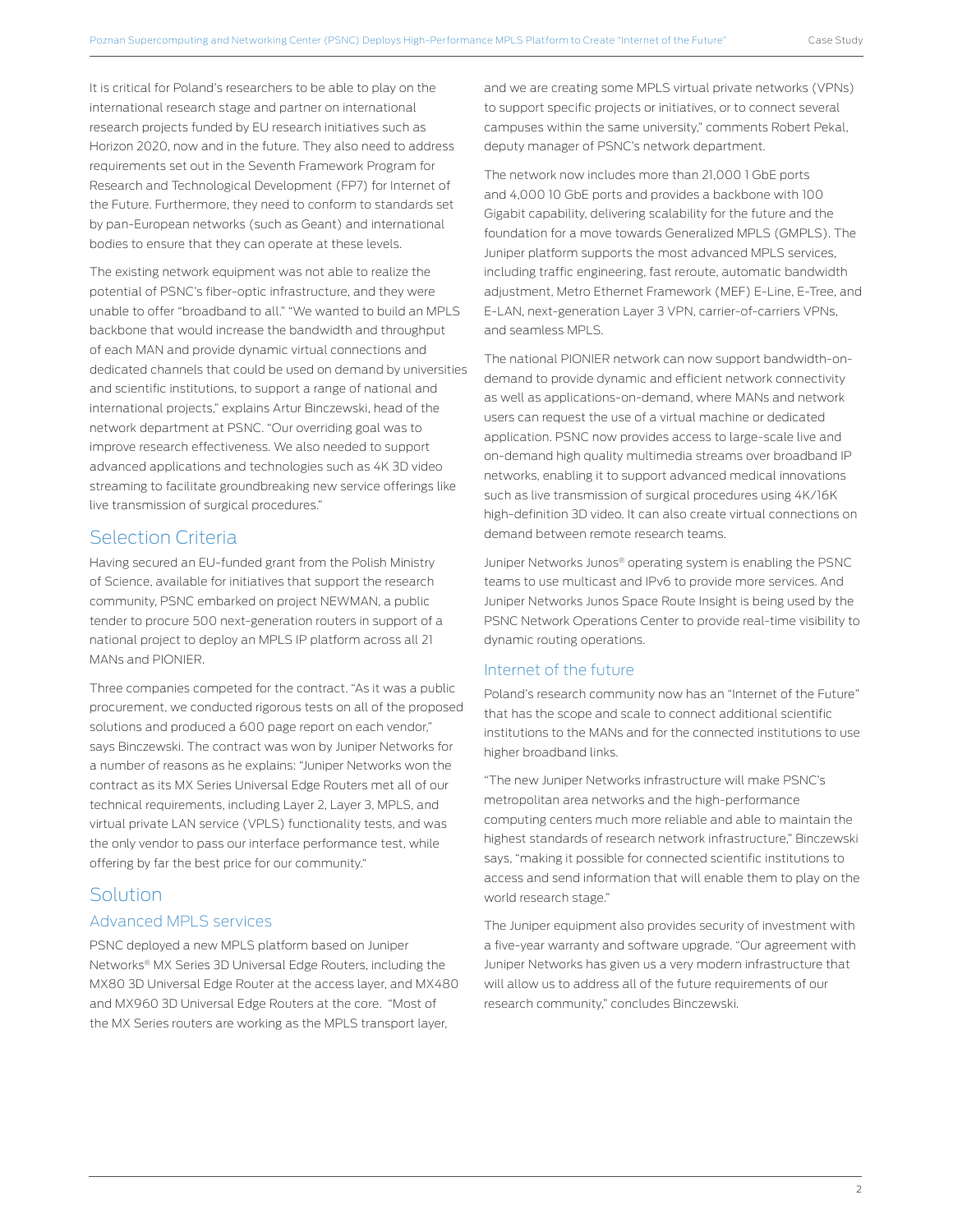It is critical for Poland's researchers to be able to play on the international research stage and partner on international research projects funded by EU research initiatives such as Horizon 2020, now and in the future. They also need to address requirements set out in the Seventh Framework Program for Research and Technological Development (FP7) for Internet of the Future. Furthermore, they need to conform to standards set by pan-European networks (such as Geant) and international bodies to ensure that they can operate at these levels.

The existing network equipment was not able to realize the potential of PSNC's fiber-optic infrastructure, and they were unable to offer "broadband to all." "We wanted to build an MPLS backbone that would increase the bandwidth and throughput of each MAN and provide dynamic virtual connections and dedicated channels that could be used on demand by universities and scientific institutions, to support a range of national and international projects," explains Artur Binczewski, head of the network department at PSNC. "Our overriding goal was to improve research effectiveness. We also needed to support advanced applications and technologies such as 4K 3D video streaming to facilitate groundbreaking new service offerings like live transmission of surgical procedures."

## Selection Criteria

Having secured an EU-funded grant from the Polish Ministry of Science, available for initiatives that support the research community, PSNC embarked on project NEWMAN, a public tender to procure 500 next-generation routers in support of a national project to deploy an MPLS IP platform across all 21 MANs and PIONIER.

Three companies competed for the contract. "As it was a public procurement, we conducted rigorous tests on all of the proposed solutions and produced a 600 page report on each vendor," says Binczewski. The contract was won by Juniper Networks for a number of reasons as he explains: "Juniper Networks won the contract as its MX Series Universal Edge Routers met all of our technical requirements, including Layer 2, Layer 3, MPLS, and virtual private LAN service (VPLS) functionality tests, and was the only vendor to pass our interface performance test, while offering by far the best price for our community."

## Solution

### Advanced MPLS services

PSNC deployed a new MPLS platform based on Juniper Networks® MX Series 3D Universal Edge Routers, including the MX80 3D Universal Edge Router at the access layer, and MX480 and MX960 3D Universal Edge Routers at the core. "Most of the MX Series routers are working as the MPLS transport layer, and we are creating some MPLS virtual private networks (VPNs) to support specific projects or initiatives, or to connect several campuses within the same university," comments Robert Pekal, deputy manager of PSNC's network department.

The network now includes more than 21,000 1 GbE ports and 4,000 10 GbE ports and provides a backbone with 100 Gigabit capability, delivering scalability for the future and the foundation for a move towards Generalized MPLS (GMPLS). The Juniper platform supports the most advanced MPLS services, including traffic engineering, fast reroute, automatic bandwidth adjustment, Metro Ethernet Framework (MEF) E-Line, E-Tree, and E-LAN, next-generation Layer 3 VPN, carrier-of-carriers VPNs, and seamless MPLS.

The national PIONIER network can now support bandwidth-on-demand to provide dynamic and efficient network connectivity as well as applications-on-demand, where MANs and network users can request the use of a virtual machine or dedicated application. PSNC now provides access to large-scale live and on-demand high quality multimedia streams over broadband IP networks, enabling it to support advanced medical innovations such as live transmission of surgical procedures using 4K/16K high-definition 3D video. It can also create virtual connections on demand between remote research teams.

Juniper Networks Junos® operating system is enabling the PSNC teams to use multicast and IPv6 to provide more services. And Juniper Networks Junos Space Route Insight is being used by the PSNC Network Operations Center to provide real-time visibility to dynamic routing operations.

### Internet of the future

Poland's research community now has an "Internet of the Future" that has the scope and scale to connect additional scientific institutions to the MANs and for the connected institutions to use higher broadband links.

"The new Juniper Networks infrastructure will make PSNC's metropolitan area networks and the high-performance computing centers much more reliable and able to maintain the highest standards of research network infrastructure," Binczewski says, "making it possible for connected scientific institutions to access and send information that will enable them to play on the world research stage."

The Juniper equipment also provides security of investment with a five-year warranty and software upgrade. "Our agreement with Juniper Networks has given us a very modern infrastructure that will allow us to address all of the future requirements of our research community," concludes Binczewski.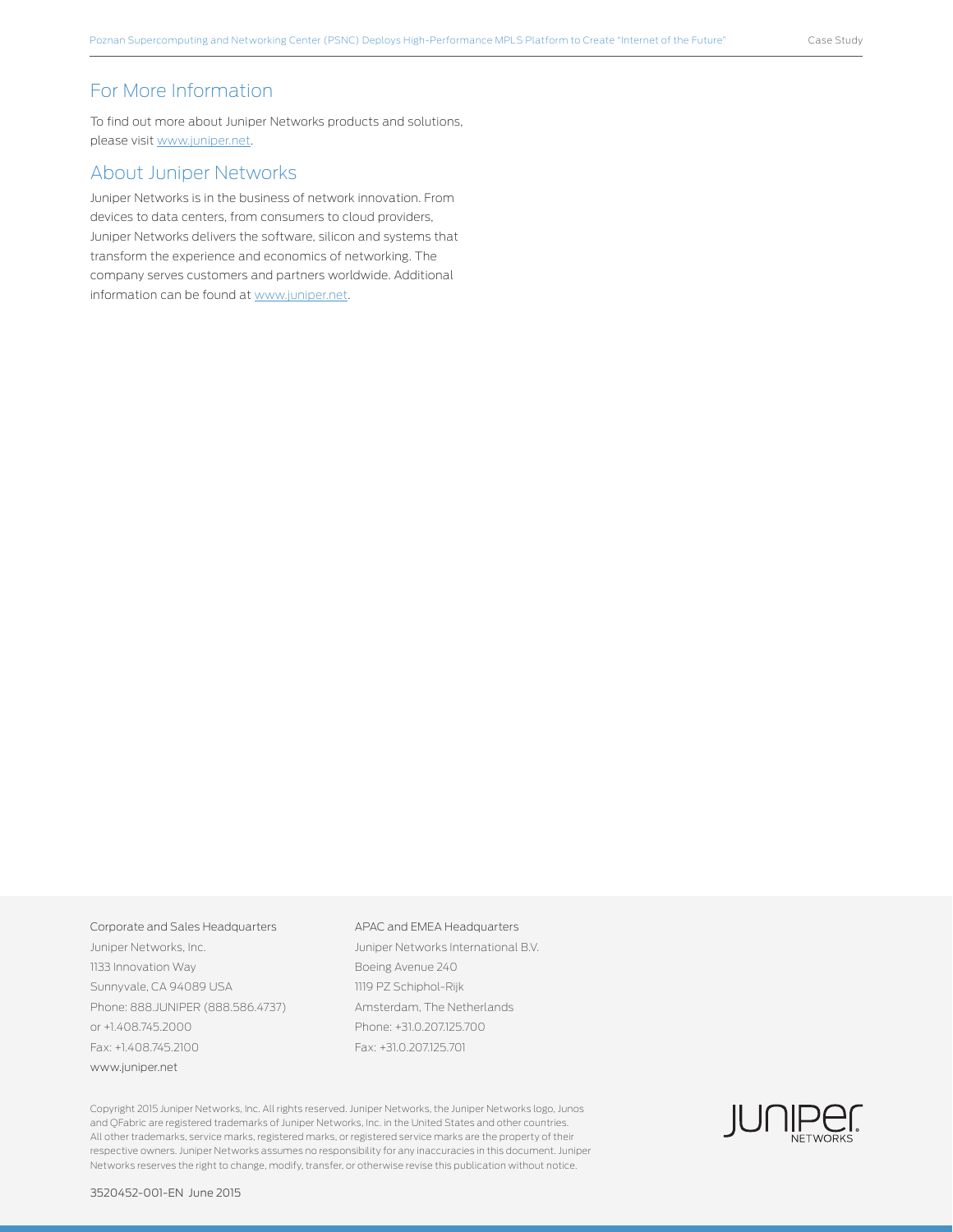## For More Information

To find out more about Juniper Networks products and solutions, please visit www.juniper.net.

## About Juniper Networks

Juniper Networks is in the business of network innovation. From devices to data centers, from consumers to cloud providers, Juniper Networks delivers the software, silicon and systems that transform the experience and economics of networking. The company serves customers and partners worldwide. Additional information can be found at www.juniper.net.

Corporate and Sales Headquarters
Juniper Networks, Inc.
1133 Innovation Way
Sunnyvale, CA 94089 USA
Phone: 888.JUNIPER (888.586.4737)
or +1.408.745.2000
Fax: +1.408.745.2100
www.juniper.net

APAC and EMEA Headquarters
Juniper Networks International B.V.
Boeing Avenue 240
1119 PZ Schiphol-Rijk
Amsterdam, The Netherlands
Phone: +31.0.207.125.700
Fax: +31.0.207.125.701

Copyright 2015 Juniper Networks, Inc. All rights reserved. Juniper Networks, the Juniper Networks logo, Junos and QFabric are registered trademarks of Juniper Networks, Inc. in the United States and other countries. All other trademarks, service marks, registered marks, or registered service marks are the property of their respective owners. Juniper Networks assumes no responsibility for any inaccuracies in this document. Juniper Networks reserves the right to change, modify, transfer, or otherwise revise this publication without notice.

3520452-001-EN June 2015